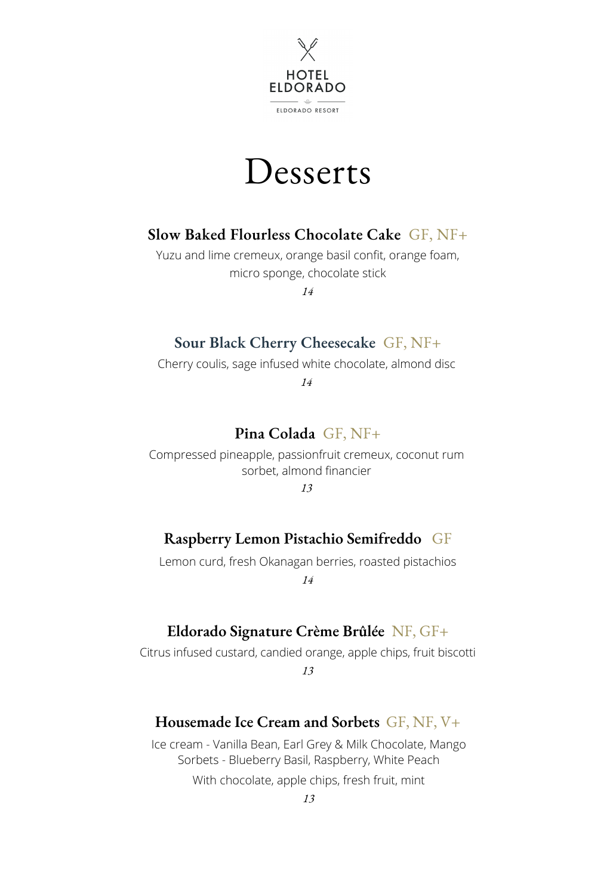HOTEL
ELDORADO
ELDORADO RESORT

# Desserts

### Slow Baked Flourless Chocolate Cake GF, NF+

Yuzu and lime cremeux, orange basil confit, orange foam, micro sponge, chocolate stick

*14*

### Sour Black Cherry Cheesecake GF, NF+

Cherry coulis, sage infused white chocolate, almond disc

*14*

### Pina Colada GF, NF+

Compressed pineapple, passionfruit cremeux, coconut rum sorbet, almond financier

*13*

### Raspberry Lemon Pistachio Semifreddo GF

Lemon curd, fresh Okanagan berries, roasted pistachios

*14*

### Eldorado Signature Crème Brûlée NF, GF+

Citrus infused custard, candied orange, apple chips, fruit biscotti

*13*

### Housemade Ice Cream and Sorbets GF, NF, V+

Ice cream - Vanilla Bean, Earl Grey & Milk Chocolate, Mango
Sorbets - Blueberry Basil, Raspberry, White Peach

With chocolate, apple chips, fresh fruit, mint

*13*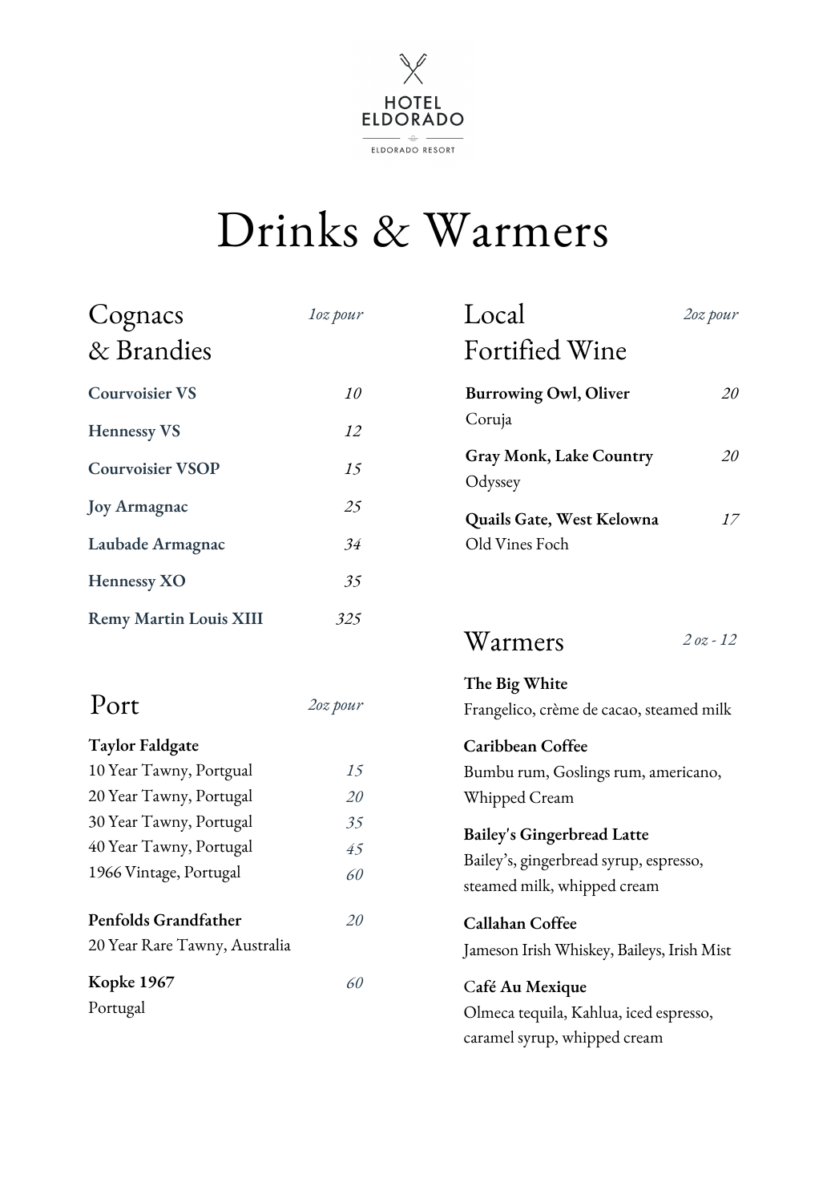HOTEL ELDORADO

ELDORADO RESORT

# Drinks & Warmers

## Cognacs & Brandies

*1oz pour*

| | |
|---|---|
| **Courvoisier VS** | *10* |
| **Hennessy VS** | *12* |
| **Courvoisier VSOP** | *15* |
| **Joy Armagnac** | *25* |
| **Laubade Armagnac** | *34* |
| **Hennessy XO** | *35* |
| **Remy Martin Louis XIII** | *325* |

## Port

*2oz pour*

**Taylor Faldgate**

| | |
|---|---|
| 10 Year Tawny, Portgual | *15* |
| 20 Year Tawny, Portugal | *20* |
| 30 Year Tawny, Portugal | *35* |
| 40 Year Tawny, Portugal | *45* |
| 1966 Vintage, Portugal | *60* |

**Penfolds Grandfather** *20*
20 Year Rare Tawny, Australia

**Kopke 1967** *60*
Portugal

## Local Fortified Wine

*2oz pour*

**Burrowing Owl, Oliver** *20*
Coruja

**Gray Monk, Lake Country** *20*
Odyssey

**Quails Gate, West Kelowna** *17*
Old Vines Foch

## Warmers

*2 oz - 12*

**The Big White**
Frangelico, crème de cacao, steamed milk

**Caribbean Coffee**
Bumbu rum, Goslings rum, americano, Whipped Cream

**Bailey's Gingerbread Latte**
Bailey's, gingerbread syrup, espresso, steamed milk, whipped cream

**Callahan Coffee**
Jameson Irish Whiskey, Baileys, Irish Mist

**Café Au Mexique**
Olmeca tequila, Kahlua, iced espresso, caramel syrup, whipped cream